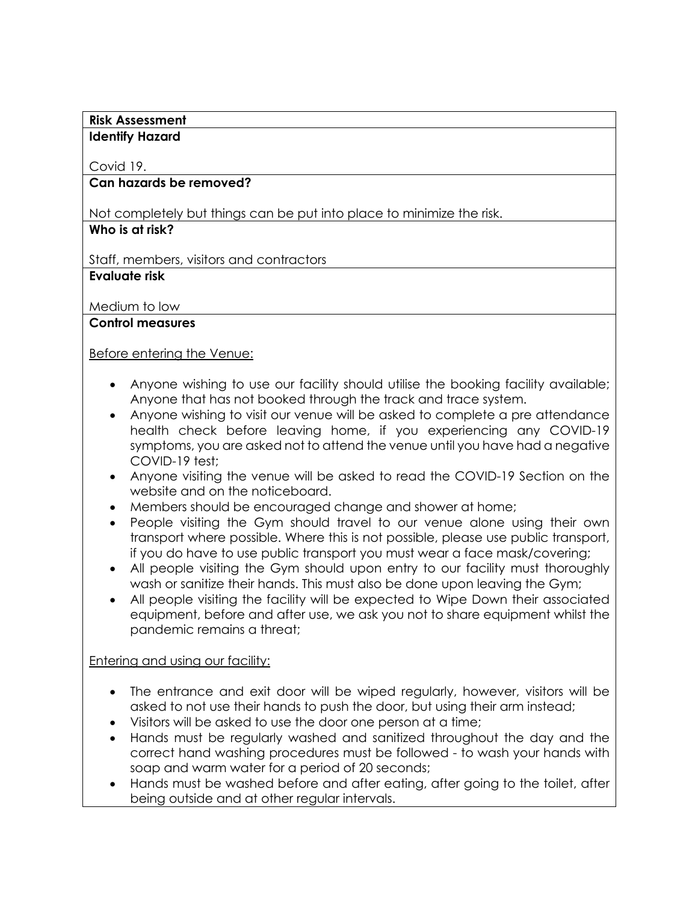**Risk Assessment**

**Identify Hazard**

Covid 19.

**Can hazards be removed?**

Not completely but things can be put into place to minimize the risk.

**Who is at risk?**

Staff, members, visitors and contractors

**Evaluate risk**

Medium to low

**Control measures**

Before entering the Venue:

- Anyone wishing to use our facility should utilise the booking facility available; Anyone that has not booked through the track and trace system.
- Anyone wishing to visit our venue will be asked to complete a pre attendance health check before leaving home, if you experiencing any COVID-19 symptoms, you are asked not to attend the venue until you have had a negative COVID-19 test;
- Anyone visiting the venue will be asked to read the COVID-19 Section on the website and on the noticeboard.
- Members should be encouraged change and shower at home;
- People visiting the Gym should travel to our venue alone using their own transport where possible. Where this is not possible, please use public transport, if you do have to use public transport you must wear a face mask/covering;
- All people visiting the Gym should upon entry to our facility must thoroughly wash or sanitize their hands. This must also be done upon leaving the Gym;
- All people visiting the facility will be expected to Wipe Down their associated equipment, before and after use, we ask you not to share equipment whilst the pandemic remains a threat;

Entering and using our facility:

- The entrance and exit door will be wiped regularly, however, visitors will be asked to not use their hands to push the door, but using their arm instead;
- Visitors will be asked to use the door one person at a time;
- Hands must be regularly washed and sanitized throughout the day and the correct hand washing procedures must be followed - to wash your hands with soap and warm water for a period of 20 seconds;
- Hands must be washed before and after eating, after going to the toilet, after being outside and at other regular intervals.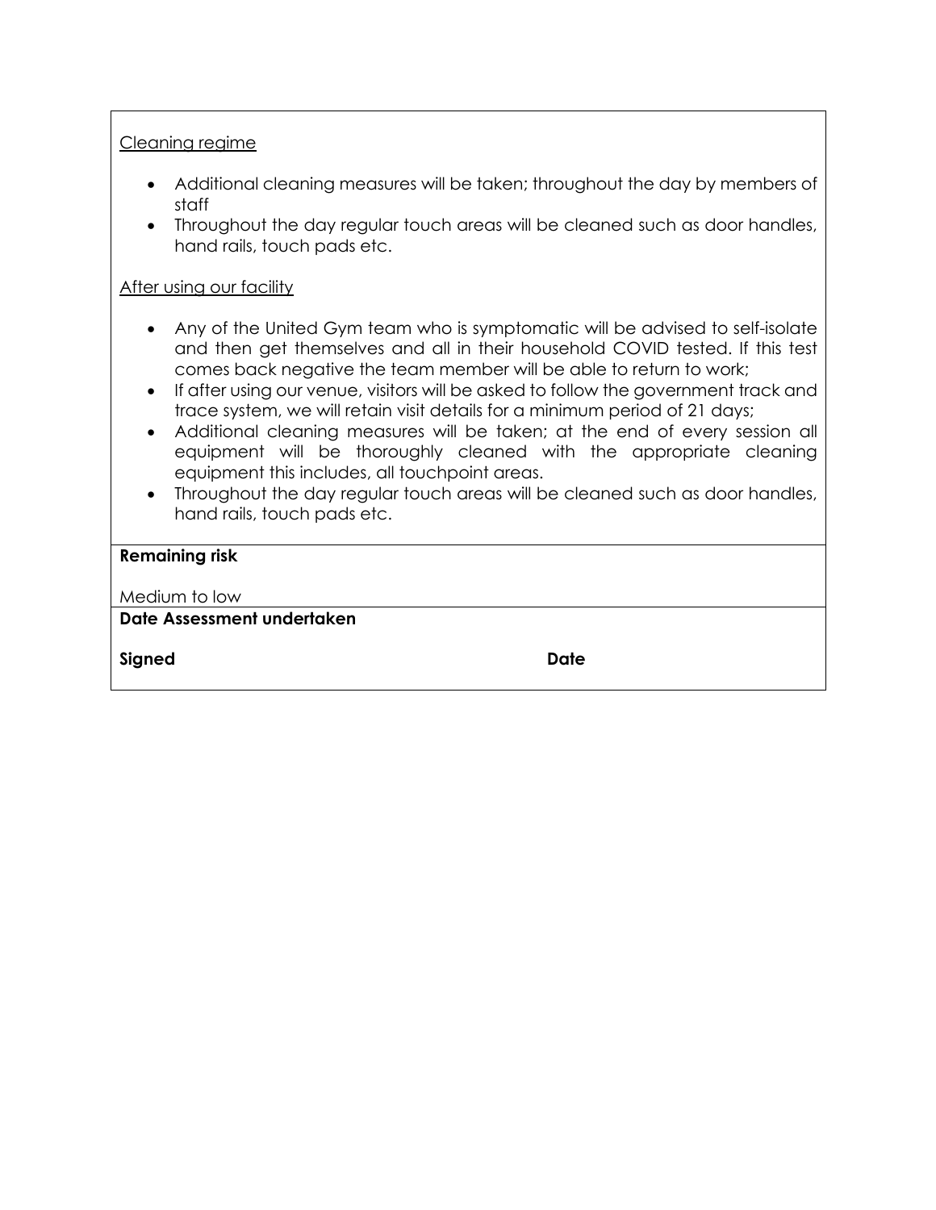Cleaning regime

- Additional cleaning measures will be taken; throughout the day by members of staff
- Throughout the day regular touch areas will be cleaned such as door handles, hand rails, touch pads etc.

After using our facility

- Any of the United Gym team who is symptomatic will be advised to self-isolate and then get themselves and all in their household COVID tested. If this test comes back negative the team member will be able to return to work;
- If after using our venue, visitors will be asked to follow the government track and trace system, we will retain visit details for a minimum period of 21 days;
- Additional cleaning measures will be taken; at the end of every session all equipment will be thoroughly cleaned with the appropriate cleaning equipment this includes, all touchpoint areas.
- Throughout the day regular touch areas will be cleaned such as door handles, hand rails, touch pads etc.

**Remaining risk**

Medium to low

**Date Assessment undertaken**

**Signed** **Date**